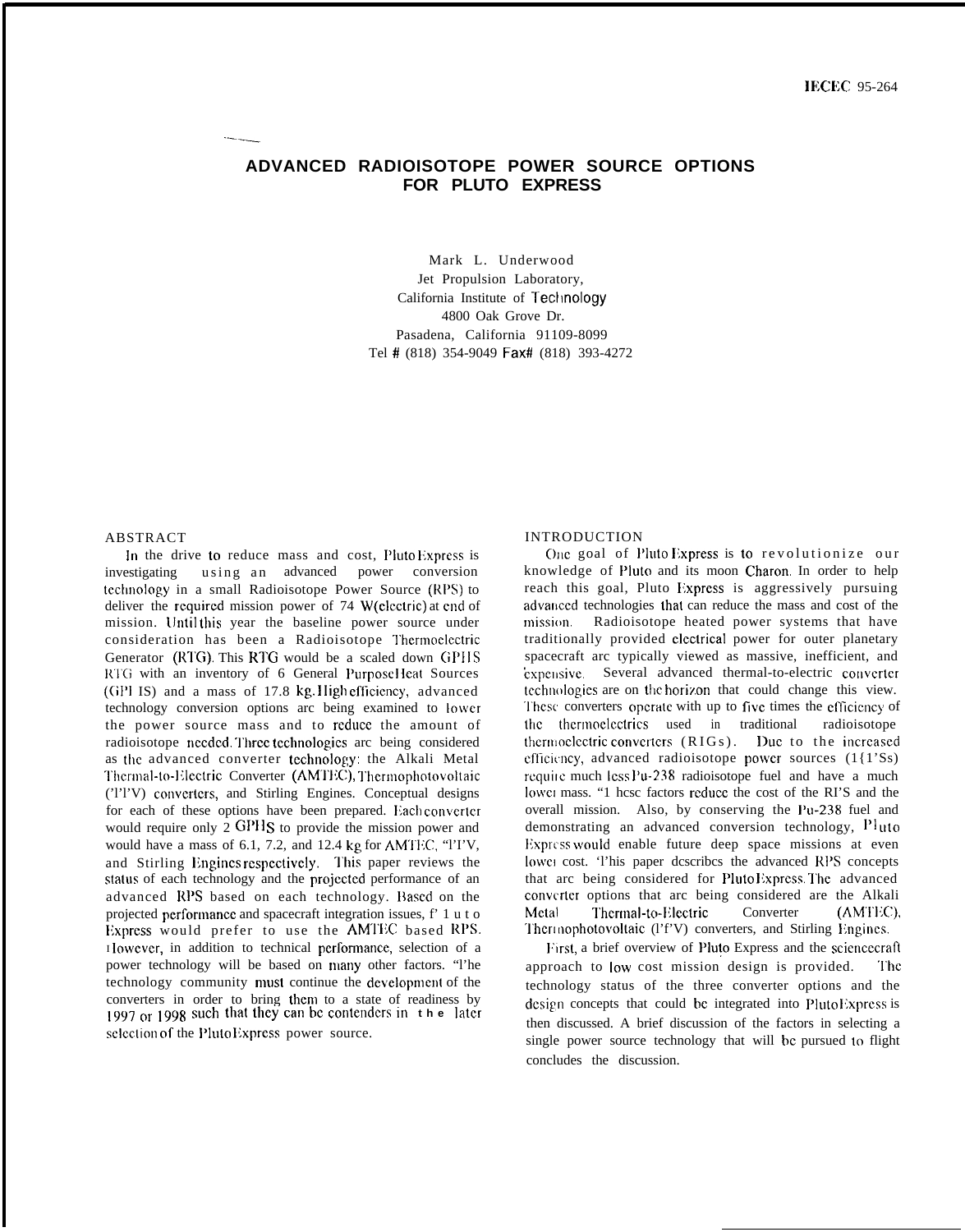IECEC 95-264

# ADVANCED RADIOISOTOPE POWER SOURCE OPTIONS FOR PLUTO EXPRESS

Mark L. Underwood
Jet Propulsion Laboratory,
California Institute of Technology
4800 Oak Grove Dr.
Pasadena, California 91109-8099
Tel # (818) 354-9049 Fax# (818) 393-4272

## ABSTRACT

In the drive to reduce mass and cost, Pluto Express is investigating using an advanced power conversion technology in a small Radioisotope Power Source (RPS) to deliver the required mission power of 74 W(electric) at end of mission. Until this year the baseline power source under consideration has been a Radioisotope Thermoelectric Generator (RTG). This RTG would be a scaled down GPHS RTG with an inventory of 6 General Purpose Heat Sources (GPHS) and a mass of 17.8 kg. High efficiency, advanced technology conversion options are being examined to lower the power source mass and to reduce the amount of radioisotope needed. Three technologies are being considered as the advanced converter technology: the Alkali Metal Thermal-to-Electric Converter (AMTEC), Thermophotovoltaic (TPV) converters, and Stirling Engines. Conceptual designs for each of these options have been prepared. Each converter would require only 2 GPHS to provide the mission power and would have a mass of 6.1, 7.2, and 12.4 kg for AMTEC, TPV, and Stirling Engines respectively. This paper reviews the status of each technology and the projected performance of an advanced RPS based on each technology. Based on the projected performance and spacecraft integration issues, Pluto Express would prefer to use the AMTEC based RPS. However, in addition to technical performance, selection of a power technology will be based on many other factors. The technology community must continue the development of the converters in order to bring them to a state of readiness by 1997 or 1998 such that they can be contenders in the later selection of the Pluto Express power source.

## INTRODUCTION

One goal of Pluto Express is to revolutionize our knowledge of Pluto and its moon Charon. In order to help reach this goal, Pluto Express is aggressively pursuing advanced technologies that can reduce the mass and cost of the mission. Radioisotope heated power systems that have traditionally provided electrical power for outer planetary spacecraft are typically viewed as massive, inefficient, and expensive. Several advanced thermal-to-electric converter technologies are on the horizon that could change this view. These converters operate with up to five times the efficiency of the thermoelectrics used in traditional radioisotope thermoelectric converters (RTGs). Due to the increased efficiency, advanced radioisotope power sources (RPSs) require much less Pu-238 radioisotope fuel and have a much lower mass. These factors reduce the cost of the RPS and the overall mission. Also, by conserving the Pu-238 fuel and demonstrating an advanced conversion technology, Pluto Express would enable future deep space missions at even lower cost. This paper describes the advanced RPS concepts that are being considered for Pluto Express. The advanced converter options that are being considered are the Alkali Metal Thermal-to-Electric Converter (AMTEC), Thermophotovoltaic (TPV) converters, and Stirling Engines.

First, a brief overview of Pluto Express and the sciencecraft approach to low cost mission design is provided. The technology status of the three converter options and the design concepts that could be integrated into Pluto Express is then discussed. A brief discussion of the factors in selecting a single power source technology that will be pursued to flight concludes the discussion.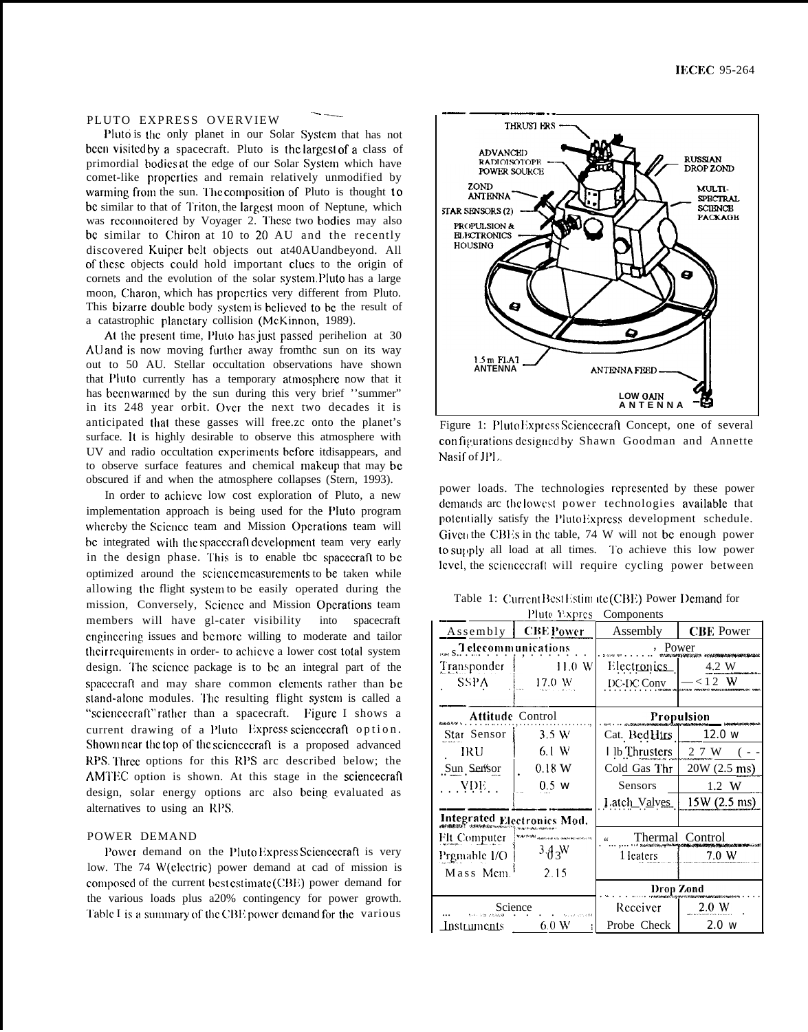## PLUTO EXPRESS OVERVIEW

Pluto is the only planet in our Solar System that has not been visited by a spacecraft. Pluto is the largest of a class of primordial bodies at the edge of our Solar System which have comet-like properties and remain relatively unmodified by warming from the sun. The composition of Pluto is thought to be similar to that of Triton, the largest moon of Neptune, which was reconnoitered by Voyager 2. These two bodies may also be similar to Chiron at 10 to 20 AU and the recently discovered Kuiper belt objects out at 40 AU and beyond. All of these objects could hold important clues to the origin of comets and the evolution of the solar system. Pluto has a large moon, Charon, which has properties very different from Pluto. This bizarre double body system is believed to be the result of a catastrophic planetary collision (McKinnon, 1989).

At the present time, Pluto has just passed perihelion at 30 AU and is now moving further away from the sun on its way out to 50 AU. Stellar occultation observations have shown that Pluto currently has a temporary atmosphere now that it has been warmed by the sun during this very brief "summer" in its 248 year orbit. Over the next two decades it is anticipated that these gasses will free.zc onto the planet's surface. It is highly desirable to observe this atmosphere with UV and radio occultation experiments before it disappears, and to observe surface features and chemical makeup that may be obscured if and when the atmosphere collapses (Stern, 1993).

In order to achieve low cost exploration of Pluto, a new implementation approach is being used for the Pluto program whereby the Science team and Mission Operations team will be integrated with the spacecraft development team very early in the design phase. This is to enable the spacecraft to be optimized around the science measurements to be taken while allowing the flight system to be easily operated during the mission, Conversely, Science and Mission Operations team members will have greater visibility into spacecraft engineering issues and be more willing to moderate and tailor their requirements in order- to achieve a lower cost total system design. The science package is to be an integral part of the spacecraft and may share common elements rather than be stand-alone modules. The resulting flight system is called a "sciencecraft" rather than a spacecraft. Figure 1 shows a current drawing of a Pluto Express sciencecraft option. Shown near the top of the sciencecraft is a proposed advanced RPS. Three options for this RPS are described below; the AMTEC option is shown. At this stage in the sciencecraft design, solar energy options are also being evaluated as alternatives to using an RPS.

Figure 1: Pluto Express Sciencecraft Concept, one of several configurations designed by Shawn Goodman and Annette Nasif of JPL.

## POWER DEMAND

Power demand on the Pluto Express Sciencecraft is very low. The 74 W(electric) power demand at end of mission is composed of the current best estimate (CBE) power demand for the various loads plus a 20% contingency for power growth. Table I is a summary of the CBE power demand for the various power loads. The technologies represented by these power demands are the lowest power technologies available that potentially satisfy the Pluto Express development schedule. Given the CBEs in the table, 74 W will not be enough power to supply all load at all times. To achieve this low power level, the sciencecraft will require cycling power between

Table 1: Current Best Estimate (CBE) Power Demand for Pluto Express Components

| Assembly | CBE Power | Assembly | CBE Power |
|---|---|---|---|
| **Telecommunications** | | **Power** | |
| Transponder | 11.0 W | Electronics | 4.2 W |
| SSPA | 17.0 W | DC-DC Conv | < 12 W |
| **Attitude Control** | | **Propulsion** | |
| Star Sensor | 3.5 W | Cat. Bed Htrs | 12.0 W |
| IRU | 6.1 W | 1 lb Thrusters | 27 W |
| Sun Sensor | 0.18 W | Cold Gas Thr | 20W (2.5 ms) |
| VDE | 0.5 W | Sensors | 1.2 W |
| | | Latch Valves | 15W (2.5 ms) |
| **Integrated Electronics Mod.** | | | |
| Flt Computer | | **Thermal Control** | |
| Prgmable I/O | 3.3 W | Heaters | 7.0 W |
| Mass Mem. | 2.15 | | |
| | | **Drop Zond** | |
| **Science** | | Receiver | 2.0 W |
| Instruments | 6.0 W | Probe Check | 2.0 W |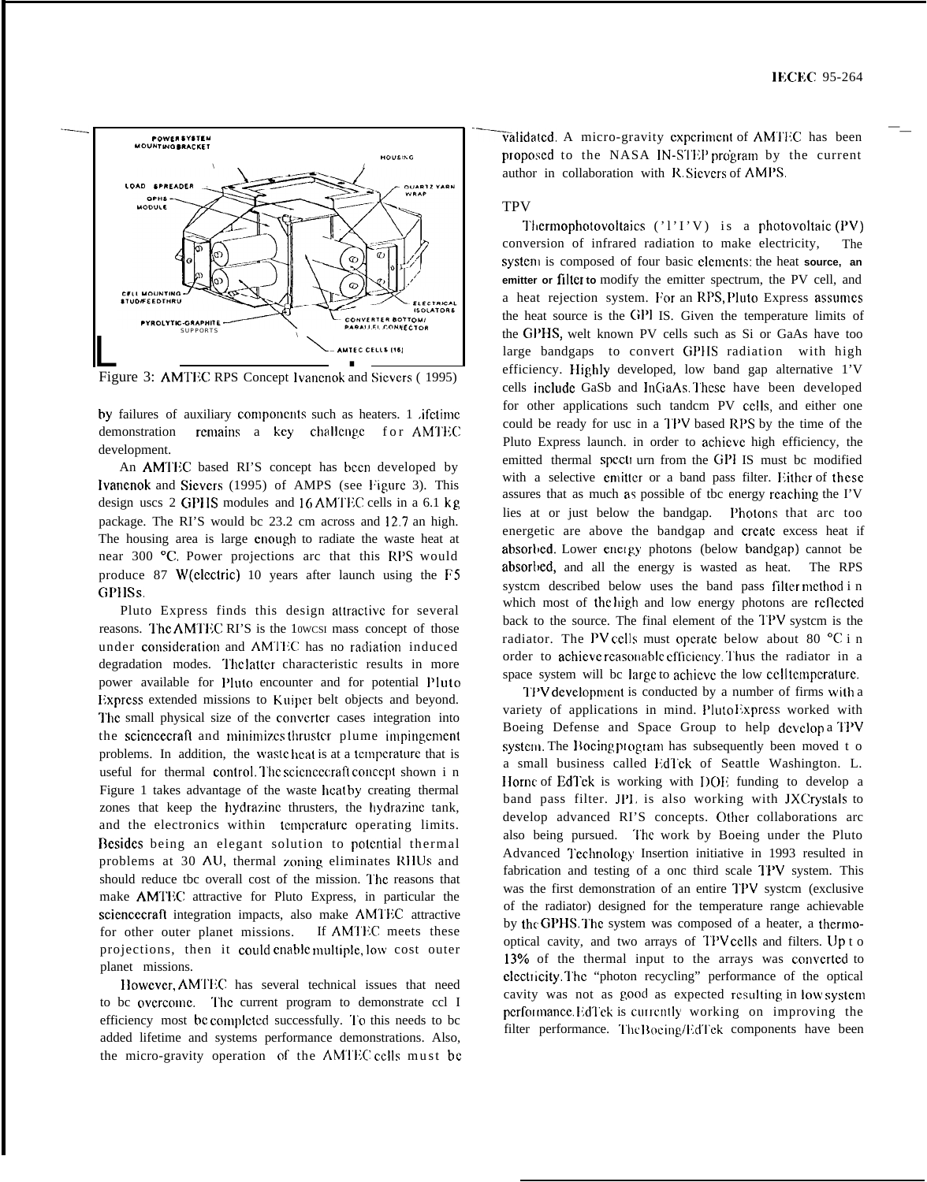Figure 3: AMTEC RPS Concept Ivanenok and Sievers ( 1995)

by failures of auxiliary components such as heaters. Lifetime demonstration remains a key challenge for AMTEC development.

An AMTEC based RPS concept has been developed by Ivanenok and Sievers (1995) of AMPS (see Figure 3). This design uses 2 GPHS modules and 16 AMTEC cells in a 6.1 kg package. The RPS would be 23.2 cm across and 12.7 an high. The housing area is large enough to radiate the waste heat at near 300 °C. Power projections are that this RPS would produce 87 W(electric) 10 years after launch using the F5 GPHSs.

Pluto Express finds this design attractive for several reasons. The AMTEC RPS is the lowest mass concept of those under consideration and AMTEC has no radiation induced degradation modes. The latter characteristic results in more power available for Pluto encounter and for potential Pluto Express extended missions to Kuiper belt objects and beyond. The small physical size of the converter cases integration into the sciencecraft and minimizes thruster plume impingement problems. In addition, the waste heat is at a temperature that is useful for thermal control. The sciencecraft concept shown in Figure 1 takes advantage of the waste heat by creating thermal zones that keep the hydrazine thrusters, the hydrazine tank, and the electronics within temperature operating limits. Besides being an elegant solution to potential thermal problems at 30 AU, thermal zoning eliminates RHUs and should reduce the overall cost of the mission. The reasons that make AMTEC attractive for Pluto Express, in particular the sciencecraft integration impacts, also make AMTEC attractive for other outer planet missions. If AMTEC meets these projections, then it could enable multiple, low cost outer planet missions.

However, AMTEC has several technical issues that need to be overcome. The current program to demonstrate cell efficiency most be completed successfully. To this needs to be added lifetime and systems performance demonstrations. Also, the micro-gravity operation of the AMTEC cells must be validated. A micro-gravity experiment of AMTEC has been proposed to the NASA IN-STEP program by the current author in collaboration with R. Sievers of AMPS.

## TPV

Thermophotovoltaics (TPV) is a photovoltaic (PV) conversion of infrared radiation to make electricity, The system is composed of four basic elements: the heat source, an emitter or filter to modify the emitter spectrum, the PV cell, and a heat rejection system. For an RPS, Pluto Express assumes the heat source is the GPHS. Given the temperature limits of the GPHS, welt known PV cells such as Si or GaAs have too large bandgaps to convert GPHS radiation with high efficiency. Highly developed, low band gap alternative PV cells include GaSb and InGaAs. These have been developed for other applications such tandem PV cells, and either one could be ready for use in a TPV based RPS by the time of the Pluto Express launch. in order to achieve high efficiency, the emitted thermal spectrum from the GPHS must be modified with a selective emitter or a band pass filter. Either of these assures that as much as possible of the energy reaching the PV lies at or just below the bandgap. Photons that are too energetic are above the bandgap and create excess heat if absorbed. Lower energy photons (below bandgap) cannot be absorbed, and all the energy is wasted as heat. The RPS system described below uses the band pass filter method in which most of the high and low energy photons are reflected back to the source. The final element of the TPV system is the radiator. The PV cells must operate below about 80 °C in order to achieve reasonable efficiency. Thus the radiator in a space system will be large to achieve the low cell temperature.

TPV development is conducted by a number of firms with a variety of applications in mind. Pluto Express worked with Boeing Defense and Space Group to help develop a TPV system. The Boeing program has subsequently been moved to a small business called EdTek of Seattle Washington. L. Horne of EdTek is working with DOE funding to develop a band pass filter. JPL is also working with JX Crystals to develop advanced RPS concepts. Other collaborations are also being pursued. The work by Boeing under the Pluto Advanced Technology Insertion initiative in 1993 resulted in fabrication and testing of a one third scale TPV system. This was the first demonstration of an entire TPV system (exclusive of the radiator) designed for the temperature range achievable by the GPHS. The system was composed of a heater, a thermo-optical cavity, and two arrays of TPV cells and filters. Up to 13% of the thermal input to the arrays was converted to electricity. The "photon recycling" performance of the optical cavity was not as good as expected resulting in low system performance. EdTek is currently working on improving the filter performance. The Boeing/EdTek components have been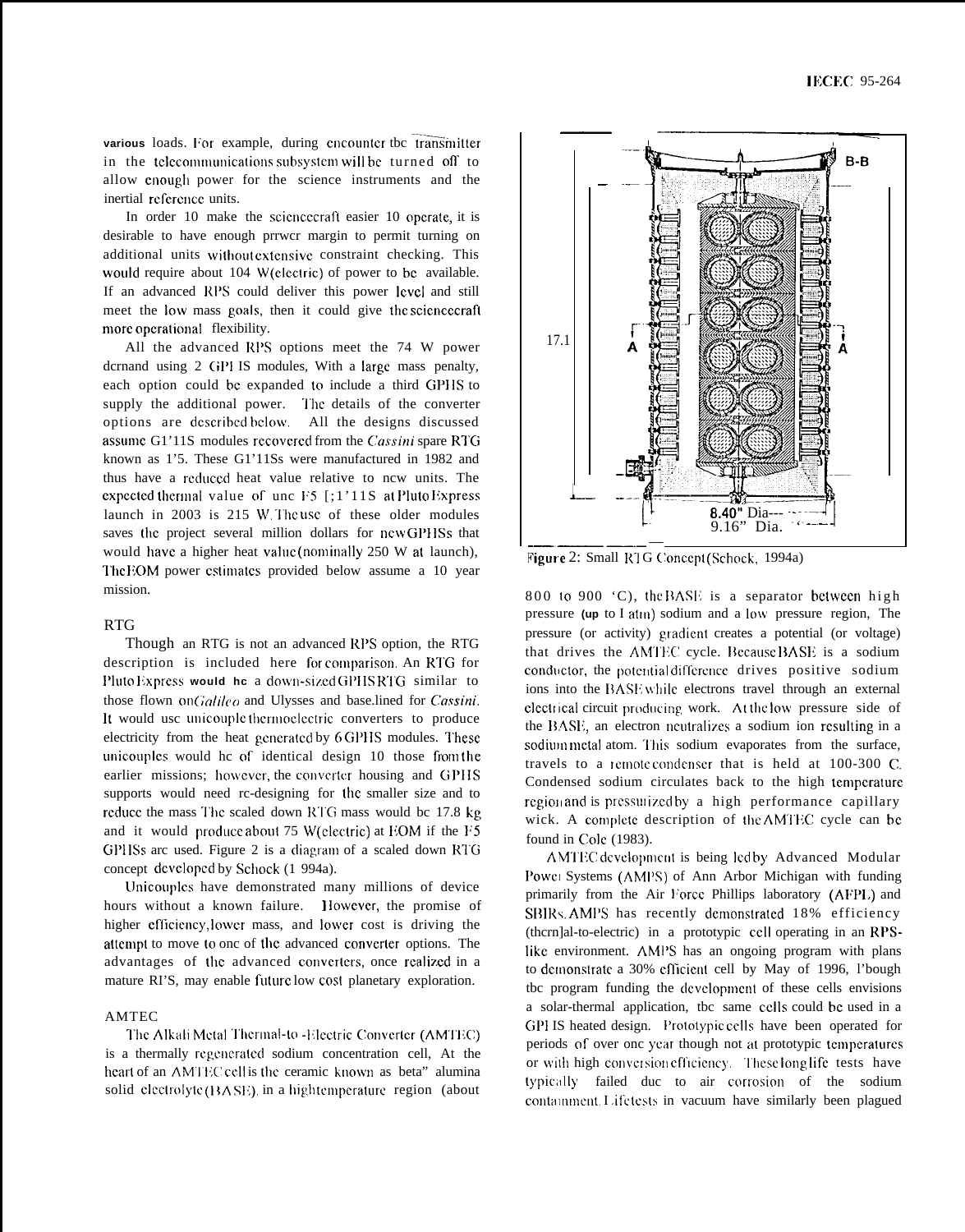various loads. For example, during encounter the transmitter in the telecommunications subsystem will be turned off to allow enough power for the science instruments and the inertial reference units.

In order to make the sciencecraft easier to operate, it is desirable to have enough power margin to permit turning on additional units without extensive constraint checking. This would require about 104 W(electric) of power to be available. If an advanced RPS could deliver this power level and still meet the low mass goals, then it could give the sciencecraft more operational flexibility.

All the advanced RPS options meet the 74 W power demand using 2 GPHS modules, With a large mass penalty, each option could be expanded to include a third GPHS to supply the additional power. The details of the converter options are described below. All the designs discussed assume GPHS modules recovered from the *Cassini* spare RTG known as F5. These GPHSs were manufactured in 1982 and thus have a reduced heat value relative to new units. The expected thermal value of one F5 GPHS at Pluto Express launch in 2003 is 215 W. The use of these older modules saves the project several million dollars for new GPHSs that would have a higher heat value (nominally 250 W at launch), The EOM power estimates provided below assume a 10 year mission.

## RTG

Though an RTG is not an advanced RPS option, the RTG description is included here for comparison. An RTG for Pluto Express would be a down-sized GPHS RTG similar to those flown on *Galileo* and Ulysses and base.lined for *Cassini*. It would use unicouple thermoelectric converters to produce electricity from the heat generated by 6 GPHS modules. These unicouples would be of identical design to those from the earlier missions; however, the converter housing and GPHS supports would need re-designing for the smaller size and to reduce the mass The scaled down RTG mass would be 17.8 kg and it would produce about 75 W(electric) at EOM if the F5 GPHSs are used. Figure 2 is a diagram of a scaled down RTG concept developed by Schock (1994a).

Unicouples have demonstrated many millions of device hours without a known failure. However, the promise of higher efficiency, lower mass, and lower cost is driving the attempt to move to one of the advanced converter options. The advantages of the advanced converters, once realized in a mature RPS, may enable future low cost planetary exploration.

## AMTEC

The Alkali Metal Thermal-to-Electric Converter (AMTEC) is a thermally regenerated sodium concentration cell, At the heart of an AMTEC cell is the ceramic known as beta" alumina solid electrolyte (BASE), in a high temperature region (about 800 to 900 °C), the BASE is a separator between high pressure (up to 1 atm) sodium and a low pressure region, The pressure (or activity) gradient creates a potential (or voltage) that drives the AMTEC cycle. Because BASE is a sodium conductor, the potential difference drives positive sodium ions into the BASE while electrons travel through an external electrical circuit producing work. At the low pressure side of the BASE, an electron neutralizes a sodium ion resulting in a sodium metal atom. This sodium evaporates from the surface, travels to a remote condenser that is held at 100-300 C. Condensed sodium circulates back to the high temperature region and is pressurized by a high performance capillary wick. A complete description of the AMTEC cycle can be found in Cole (1983).

Figure 2: Small RTG Concept (Schock, 1994a)

AMTEC development is being led by Advanced Modular Power Systems (AMPS) of Ann Arbor Michigan with funding primarily from the Air Force Phillips laboratory (AFPL) and SBIRs. AMPS has recently demonstrated 18% efficiency (thermal-to-electric) in a prototypic cell operating in an RPS-like environment. AMPS has an ongoing program with plans to demonstrate a 30% efficient cell by May of 1996, Though the program funding the development of these cells envisions a solar-thermal application, the same cells could be used in a GPHS heated design. Prototypic cells have been operated for periods of over one year though not at prototypic temperatures or with high conversion efficiency. These long life tests have typically failed due to air corrosion of the sodium containment. Life tests in vacuum have similarly been plagued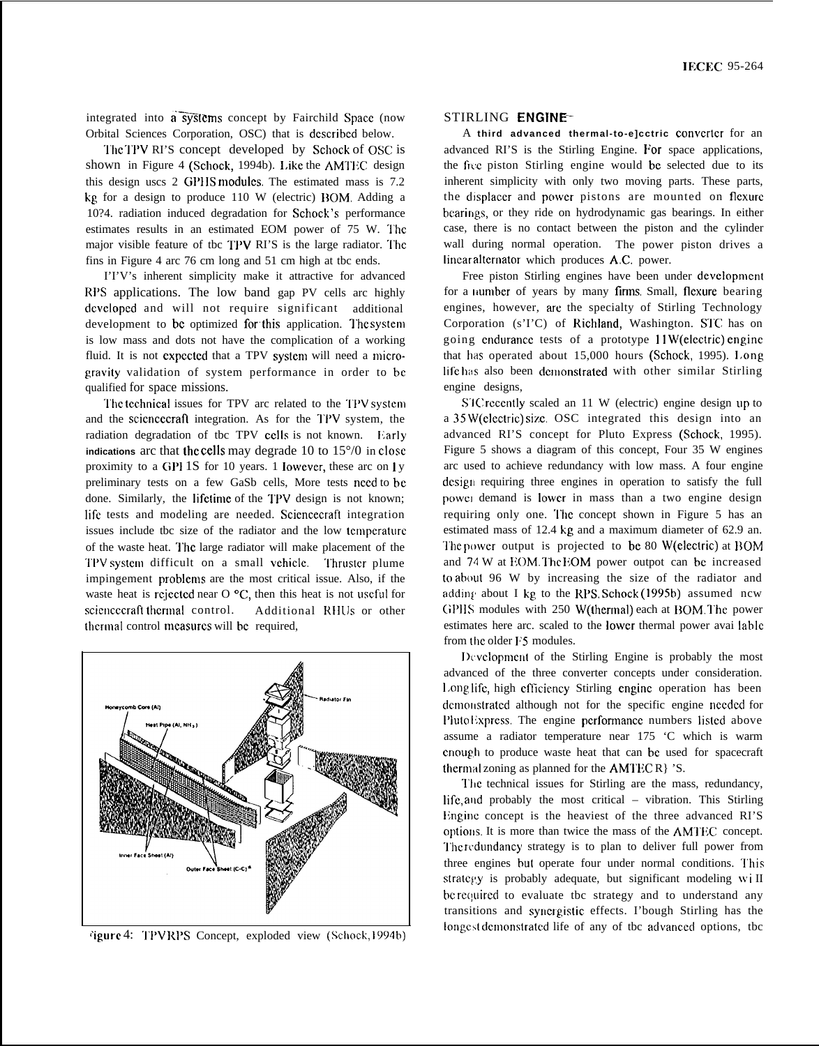integrated into a systems concept by Fairchild Space (now Orbital Sciences Corporation, OSC) that is described below.

The TPV RPS concept developed by Schock of OSC is shown in Figure 4 (Schock, 1994b). Like the AMTEC design this design uses 2 GPHS modules. The estimated mass is 7.2 kg for a design to produce 110 W (electric) BOM. Adding a 10?4. radiation induced degradation for Schock's performance estimates results in an estimated EOM power of 75 W. The major visible feature of the TPV RPS is the large radiator. The fins in Figure 4 are 76 cm long and 51 cm high at the ends.

TPV's inherent simplicity make it attractive for advanced RPS applications. The low band gap PV cells are highly developed and will not require significant additional development to be optimized for this application. The system is low mass and does not have the complication of a working fluid. It is not expected that a TPV system will need a micro-gravity validation of system performance in order to be qualified for space missions.

The technical issues for TPV are related to the TPV system and the spacecraft integration. As for the TPV system, the radiation degradation of the TPV cells is not known. Early indications are that the cells may degrade 10 to 15% in close proximity to a GPHS for 10 years. However, these are only preliminary tests on a few GaSb cells, More tests need to be done. Similarly, the lifetime of the TPV design is not known; life tests and modeling are needed. Spacecraft integration issues include the size of the radiator and the low temperature of the waste heat. The large radiator will make placement of the TPV system difficult on a small vehicle. Thruster plume impingement problems are the most critical issue. Also, if the waste heat is rejected near 0 °C, then this heat is not useful for spacecraft thermal control. Additional RHUs or other thermal control measures will be required,

Figure 4: TPV RPS Concept, exploded view (Schock, 1994b)

## STIRLING ENGINE

A third advanced thermal-to-electric converter for an advanced RPS is the Stirling Engine. For space applications, the free piston Stirling engine would be selected due to its inherent simplicity with only two moving parts. These parts, the displacer and power pistons are mounted on flexure bearings, or they ride on hydrodynamic gas bearings. In either case, there is no contact between the piston and the cylinder wall during normal operation. The power piston drives a linear alternator which produces A.C. power.

Free piston Stirling engines have been under development for a number of years by many firms. Small, flexure bearing engines, however, are the specialty of Stirling Technology Corporation (STC) of Richland, Washington. STC has on going endurance tests of a prototype 11 W(electric) engine that has operated about 15,000 hours (Schock, 1995). Long life has also been demonstrated with other similar Stirling engine designs,

STC recently scaled an 11 W (electric) engine design up to a 35 W(electric) size. OSC integrated this design into an advanced RPS concept for Pluto Express (Schock, 1995). Figure 5 shows a diagram of this concept, Four 35 W engines are used to achieve redundancy with low mass. A four engine design requiring three engines in operation to satisfy the full power demand is lower in mass than a two engine design requiring only one. The concept shown in Figure 5 has an estimated mass of 12.4 kg and a maximum diameter of 62.9 cm. The power output is projected to be 80 W(electric) at BOM and 74 W at EOM. The EOM power output can be increased to about 96 W by increasing the size of the radiator and adding about 1 kg to the RPS. Schock (1995b) assumed new GPHS modules with 250 W(thermal) each at BOM. The power estimates here are scaled to the lower thermal power available from the older F5 modules.

Development of the Stirling Engine is probably the most advanced of the three converter concepts under consideration. Long life, high efficiency Stirling engine operation has been demonstrated although not for the specific engine needed for Pluto Express. The engine performance numbers listed above assume a radiator temperature near 175 °C which is warm enough to produce waste heat that can be used for spacecraft thermal zoning as planned for the AMTEC RPS.

The technical issues for Stirling are the mass, redundancy, life, and probably the most critical – vibration. This Stirling Engine concept is the heaviest of the three advanced RPS options. It is more than twice the mass of the AMTEC concept. The redundancy strategy is to plan to deliver full power from three engines but operate four under normal conditions. This strategy is probably adequate, but significant modeling will be required to evaluate the strategy and to understand any transitions and synergistic effects. Though Stirling has the longest demonstrated life of any of the advanced options, the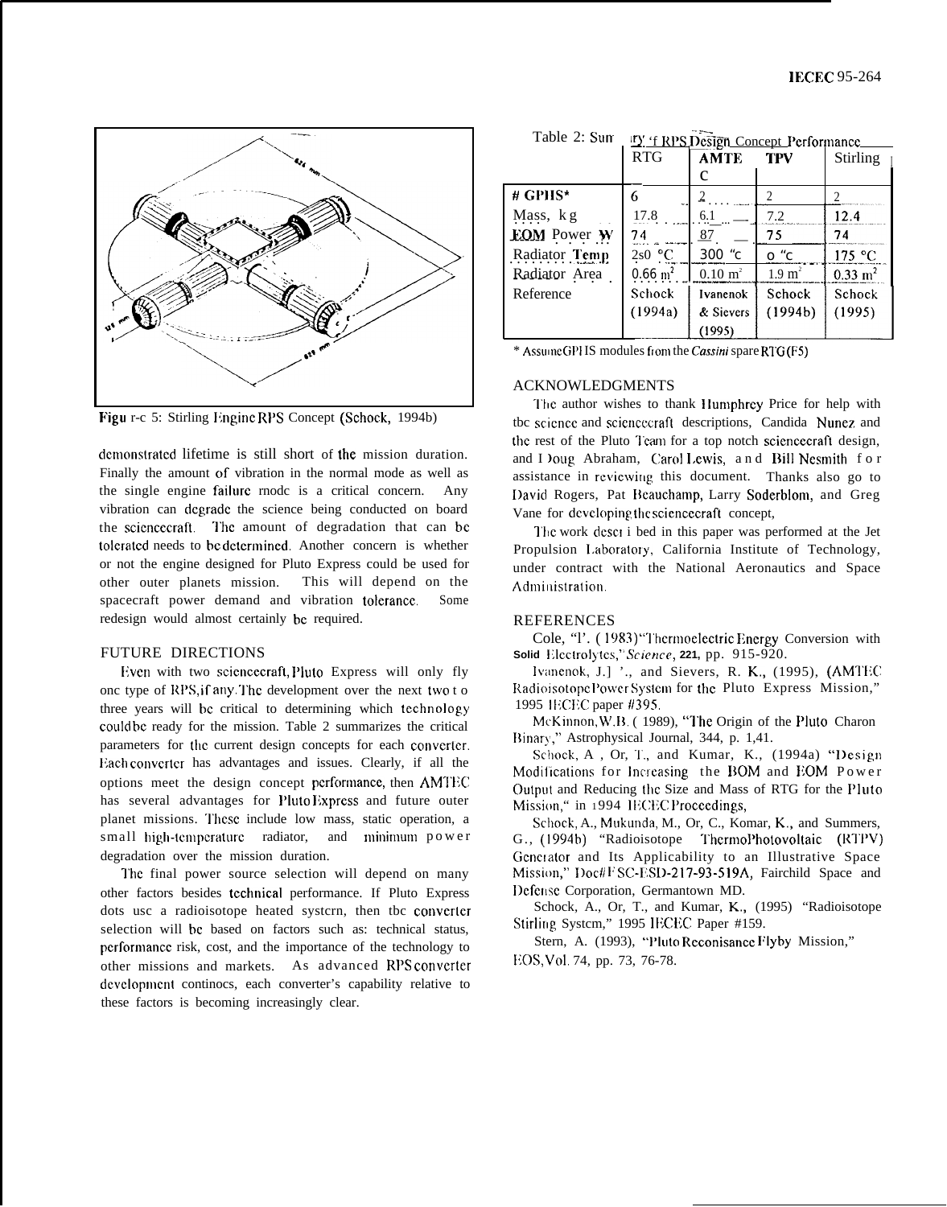Figure 5: Stirling Engine RPS Concept (Schock, 1994b)

demonstrated lifetime is still short of the mission duration. Finally the amount of vibration in the normal mode as well as the single engine failure mode is a critical concern. Any vibration can degrade the science being conducted on board the sciencecraft. The amount of degradation that can be tolerated needs to be determined. Another concern is whether or not the engine designed for Pluto Express could be used for other outer planets mission. This will depend on the spacecraft power demand and vibration tolerance. Some redesign would almost certainly be required.

## FUTURE DIRECTIONS

Even with two sciencecraft, Pluto Express will only fly one type of RPS, if any. The development over the next two to three years will be critical to determining which technology could be ready for the mission. Table 2 summarizes the critical parameters for the current design concepts for each converter. Each converter has advantages and issues. Clearly, if all the options meet the design concept performance, then AMTEC has several advantages for Pluto Express and future outer planet missions. These include low mass, static operation, a small high-temperature radiator, and minimum power degradation over the mission duration.

The final power source selection will depend on many other factors besides technical performance. If Pluto Express does use a radioisotope heated system, then the converter selection will be based on factors such as: technical status, performance risk, cost, and the importance of the technology to other missions and markets. As advanced RPS converter development continues, each converter's capability relative to these factors is becoming increasingly clear.

Table 2: Summary of RPS Design Concept Performance

| | RTG | AMTEC | TPV | Stirling |
|---|---|---|---|---|
| # GPHS* | 6 | 2 | 2 | 2 |
| Mass, kg | 17.8 | 6.1 | 7.2 | 12.4 |
| EOM Power W | 74 | 87 | 75 | 74 |
| Radiator Temp | 250 °C | 300 °C | 0 °C | 175 °C |
| Radiator Area | 0.66 m² | 0.10 m² | 1.9 m² | 0.33 m² |
| Reference | Schock (1994a) | Ivanenok & Sievers (1995) | Schock (1994b) | Schock (1995) |

\* Assume GPHS modules from the *Cassini* spare RTG (F5)

## ACKNOWLEDGMENTS

The author wishes to thank Humphrey Price for help with the science and sciencecraft descriptions, Candida Nunez and the rest of the Pluto Team for a top notch sciencecraft design, and Doug Abraham, Carol Lewis, and Bill Nesmith for assistance in reviewing this document. Thanks also go to David Rogers, Pat Beauchamp, Larry Soderblom, and Greg Vane for developing the sciencecraft concept,

The work described in this paper was performed at the Jet Propulsion Laboratory, California Institute of Technology, under contract with the National Aeronautics and Space Administration.

## REFERENCES

Cole, T. (1983) "Thermoelectric Energy Conversion with Solid Electrolytes," *Science*, 221, pp. 915-920.

Ivanenok, J.F., and Sievers, R. K., (1995), (AMTEC Radioisotope Power System for the Pluto Express Mission," 1995 IECEC paper #395.

McKinnon, W.B. (1989), "The Origin of the Pluto Charon Binary," Astrophysical Journal, 344, p. 1,41.

Schock, A, Or, T., and Kumar, K., (1994a) "Design Modifications for Increasing the BOM and EOM Power Output and Reducing the Size and Mass of RTG for the Pluto Mission," in 1994 IECEC Proceedings,

Schock, A., Mukunda, M., Or, C., Komar, K., and Summers, G., (1994b) "Radioisotope ThermoPhotovoltaic (RTPV) Generator and Its Applicability to an Illustrative Space Mission," Doc# FSC-ESD-217-93-519A, Fairchild Space and Defense Corporation, Germantown MD.

Schock, A., Or, T., and Kumar, K., (1995) "Radioisotope Stirling System," 1995 IECEC Paper #159.

Stern, A. (1993), "Pluto Reconisance Flyby Mission," EOS, Vol. 74, pp. 73, 76-78.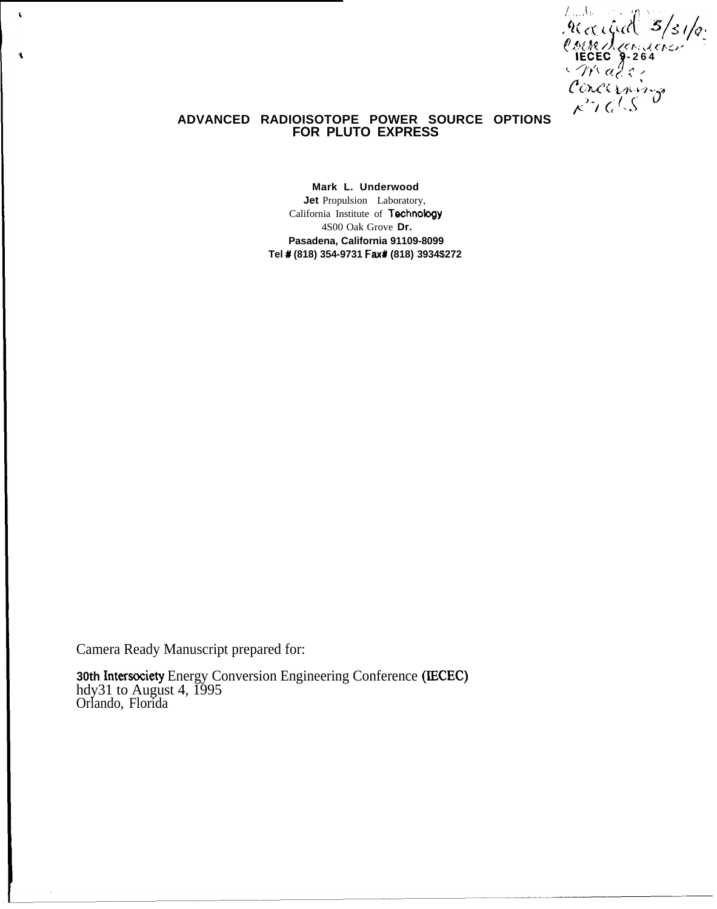IECEC 9-264

# ADVANCED RADIOISOTOPE POWER SOURCE OPTIONS FOR PLUTO EXPRESS

**Mark L. Underwood**
**Jet** Propulsion Laboratory,
California Institute of **Technology**
4S00 Oak Grove **Dr.**
**Pasadena, California 91109-8099**
**Tel # (818) 354-9731 Fax# (818) 3934$272**

Camera Ready Manuscript prepared for:

30th Intersociety Energy Conversion Engineering Conference (IECEC)
hdy31 to August 4, 1995
Orlando, Florida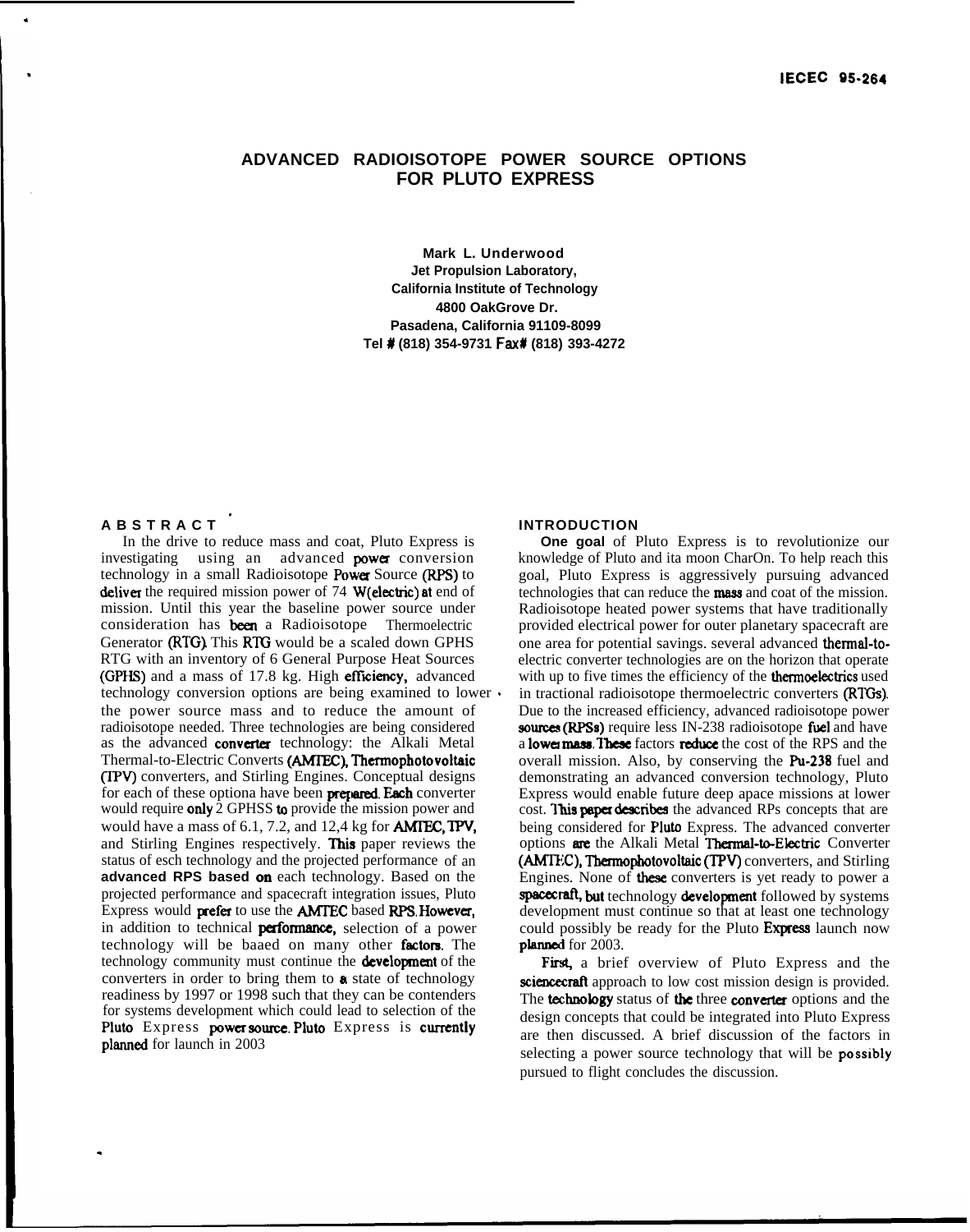IECEC 95-264

# ADVANCED RADIOISOTOPE POWER SOURCE OPTIONS FOR PLUTO EXPRESS

**Mark L. Underwood**
**Jet Propulsion Laboratory,**
**California Institute of Technology**
**4800 OakGrove Dr.**
**Pasadena, California 91109-8099**
**Tel # (818) 354-9731 Fax# (818) 393-4272**

## ABSTRACT

In the drive to reduce mass and coat, Pluto Express is investigating using an advanced power conversion technology in a small Radioisotope Power Source (RPS) to deliver the required mission power of 74 W(electric) at end of mission. Until this year the baseline power source under consideration has been a Radioisotope Thermoelectric Generator (RTG). This RTG would be a scaled down GPHS RTG with an inventory of 6 General Purpose Heat Sources (GPHS) and a mass of 17.8 kg. High efficiency, advanced technology conversion options are being examined to lower the power source mass and to reduce the amount of radioisotope needed. Three technologies are being considered as the advanced converter technology: the Alkali Metal Thermal-to-Electric Converts (AMTEC), Thermophotovoltaic (TPV) converters, and Stirling Engines. Conceptual designs for each of these optiona have been prepared. Each converter would require only 2 GPHSS to provide the mission power and would have a mass of 6.1, 7.2, and 12,4 kg for AMTEC, TPV, and Stirling Engines respectively. This paper reviews the status of esch technology and the projected performance of an **advanced RPS based on** each technology. Based on the projected performance and spacecraft integration issues, Pluto Express would prefer to use the AMTEC based RPS. However, in addition to technical performance, selection of a power technology will be baaed on many other factors. The technology community must continue the development of the converters in order to bring them to a state of technology readiness by 1997 or 1998 such that they can be contenders for systems development which could lead to selection of the Pluto Express power source. Pluto Express is currently planned for launch in 2003

## INTRODUCTION

**One goal** of Pluto Express is to revolutionize our knowledge of Pluto and ita moon CharOn. To help reach this goal, Pluto Express is aggressively pursuing advanced technologies that can reduce the mass and coat of the mission. Radioisotope heated power systems that have traditionally provided electrical power for outer planetary spacecraft are one area for potential savings. several advanced thermal-to-electric converter technologies are on the horizon that operate with up to five times the efficiency of the thermoelectrics used in tractional radioisotope thermoelectric converters (RTGs). Due to the increased efficiency, advanced radioisotope power sources (RPSs) require less IN-238 radioisotope fuel and have a lower mass. These factors reduce the cost of the RPS and the overall mission. Also, by conserving the Pu-238 fuel and demonstrating an advanced conversion technology, Pluto Express would enable future deep apace missions at lower cost. This paper describes the advanced RPs concepts that are being considered for Pluto Express. The advanced converter options are the Alkali Metal Thermal-to-Electric Converter (AMTEC), Thermophotovoltaic (TPV) converters, and Stirling Engines. None of these converters is yet ready to power a spacecraft, but technology development followed by systems development must continue so that at least one technology could possibly be ready for the Pluto Express launch now planned for 2003.

First, a brief overview of Pluto Express and the sciencecraft approach to low cost mission design is provided. The technology status of the three converter options and the design concepts that could be integrated into Pluto Express are then discussed. A brief discussion of the factors in selecting a power source technology that will be possibly pursued to flight concludes the discussion.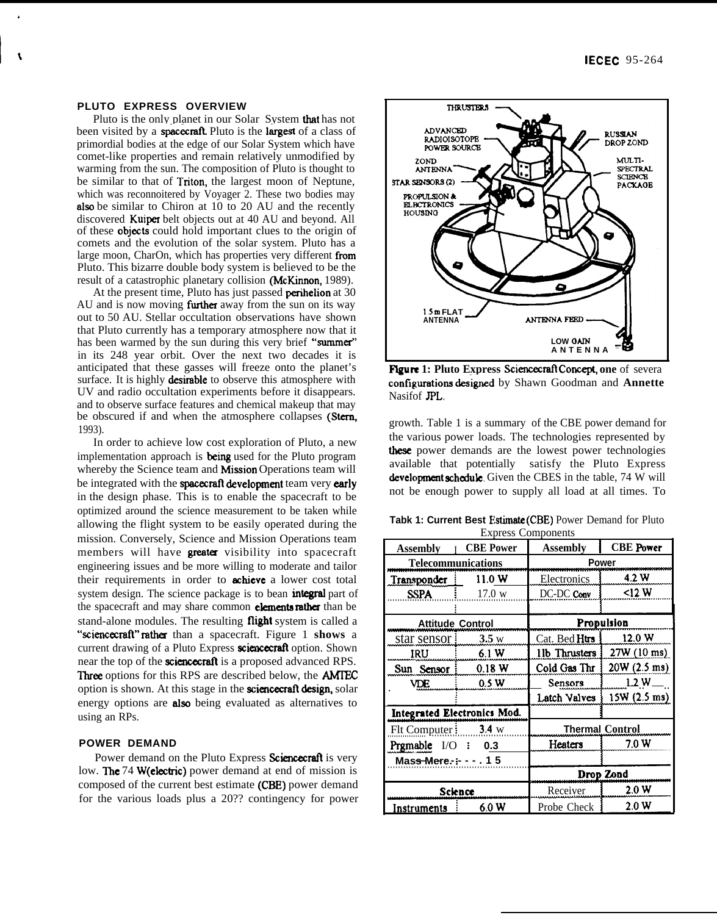## PLUTO EXPRESS OVERVIEW

Pluto is the only planet in our Solar System that has not been visited by a spacecraft. Pluto is the largest of a class of primordial bodies at the edge of our Solar System which have comet-like properties and remain relatively unmodified by warming from the sun. The composition of Pluto is thought to be similar to that of Triton, the largest moon of Neptune, which was reconnoitered by Voyager 2. These two bodies may also be similar to Chiron at 10 to 20 AU and the recently discovered Kuiper belt objects out at 40 AU and beyond. All of these objects could hold important clues to the origin of comets and the evolution of the solar system. Pluto has a large moon, CharOn, which has properties very different from Pluto. This bizarre double body system is believed to be the result of a catastrophic planetary collision (McKinnon, 1989).

At the present time, Pluto has just passed perihelion at 30 AU and is now moving further away from the sun on its way out to 50 AU. Stellar occultation observations have shown that Pluto currently has a temporary atmosphere now that it has been warmed by the sun during this very brief "summer" in its 248 year orbit. Over the next two decades it is anticipated that these gasses will freeze onto the planet's surface. It is highly desirable to observe this atmosphere with UV and radio occultation experiments before it disappears. and to observe surface features and chemical makeup that may be obscured if and when the atmosphere collapses (Stern, 1993).

In order to achieve low cost exploration of Pluto, a new implementation approach is being used for the Pluto program whereby the Science team and Mission Operations team will be integrated with the spacecraft development team very early in the design phase. This is to enable the spacecraft to be optimized around the science measurement to be taken while allowing the flight system to be easily operated during the mission. Conversely, Science and Mission Operations team members will have greater visibility into spacecraft engineering issues and be more willing to moderate and tailor their requirements in order to achieve a lower cost total system design. The science package is to bean integral part of the spacecraft and may share common elements rather than be stand-alone modules. The resulting flight system is called a "sciencecraft" rather than a spacecraft. Figure 1 **shows** a current drawing of a Pluto Express sciencecraft option. Shown near the top of the sciencecraft is a proposed advanced RPS. Three options for this RPS are described below, the AMTEC option is shown. At this stage in the sciencecraft design, solar energy options are also being evaluated as alternatives to using an RPs.

## POWER DEMAND

Power demand on the Pluto Express Sciencecraft is very low. The 74 W(electric) power demand at end of mission is composed of the current best estimate (CBE) power demand for the various loads plus a 20?? contingency for power growth. Table 1 is a summary of the CBE power demand for the various power loads. The technologies represented by these power demands are the lowest power technologies available that potentially satisfy the Pluto Express development schedule. Given the CBES in the table, 74 W will not be enough power to supply all load at all times. To

THRUSTERS
ADVANCED RADIOISOTOPE POWER SOURCE
ZOND ANTENNA
STAR SENSORS (2)
PROPULSION & ELECTRONICS HOUSING
RUSSIAN DROP ZOND
MULTI-SPECTRAL SCIENCE PACKAGE
1.5 m FLAT ANTENNA
ANTENNA FEED
LOW GAIN ANTENNA

**Figure 1: Pluto Express Sciencecraft Concept, one** of severa **configurations designed** by Shawn Goodman and **Annette** Nasifof JPL.

**Tabk 1: Current Best Estimate (CBE)** Power Demand for Pluto Express Components

| Assembly | CBE Power | Assembly | CBE Power |
|---|---|---|---|
| **Telecommunications** | | **Power** | |
| Transponder | 11.0 W | Electronics | 4.2 W |
| SSPA | 17.0 w | DC-DC Conv | <12 W |
| | | | |
| **Attitude Control** | | **Propulsion** | |
| star sensor | 3.5 w | Cat. Bed Htrs | 12.0 W |
| IRU | 6.1 W | 1lb Thrusters | 27W (10 ms) |
| Sun Sensor | 0.18 W | Cold Gas Thr | 20W (2.5 ms) |
| VDE | 0.5 W | Sensors | 1.2 W |
| | | Latch Valves | 15W (2.5 ms) |
| **Integrated Electronics Mod.** | | | |
| Flt Computer | 3.4 w | **Thermal Control** | |
| Prgmable I/O | 0.3 | Heaters | 7.0 W |
| Mass Mere. | 1 5 | | |
| | | **Drop Zond** | |
| **Science** | | Receiver | 2.0 W |
| Instruments | 6.0 W | Probe Check | 2.0 W |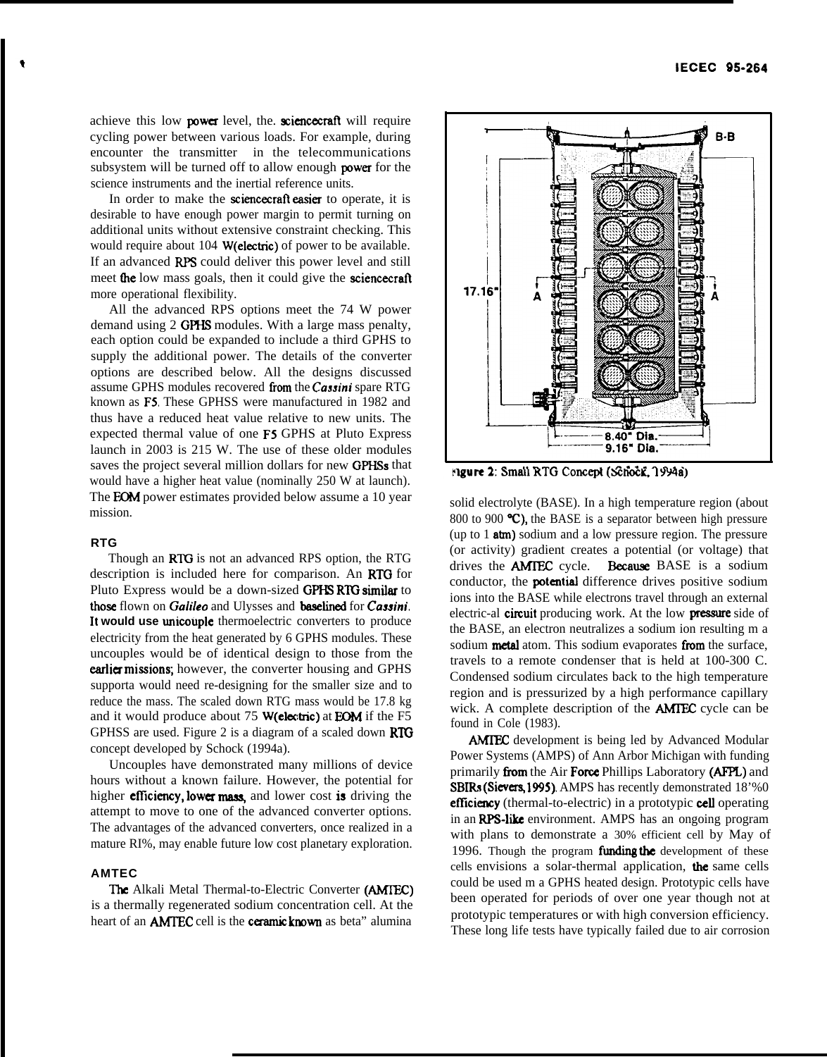achieve this low power level, the sciencecraft will require cycling power between various loads. For example, during encounter the transmitter in the telecommunications subsystem will be turned off to allow enough power for the science instruments and the inertial reference units.

In order to make the sciencecraft easier to operate, it is desirable to have enough power margin to permit turning on additional units without extensive constraint checking. This would require about 104 W(electric) of power to be available. If an advanced RPS could deliver this power level and still meet the low mass goals, then it could give the sciencecraft more operational flexibility.

All the advanced RPS options meet the 74 W power demand using 2 GPHS modules. With a large mass penalty, each option could be expanded to include a third GPHS to supply the additional power. The details of the converter options are described below. All the designs discussed assume GPHS modules recovered from the *Cassini* spare RTG known as F5. These GPHSS were manufactured in 1982 and thus have a reduced heat value relative to new units. The expected thermal value of one F5 GPHS at Pluto Express launch in 2003 is 215 W. The use of these older modules saves the project several million dollars for new GPHSs that would have a higher heat value (nominally 250 W at launch). The EOM power estimates provided below assume a 10 year mission.

### RTG

Though an RTG is not an advanced RPS option, the RTG description is included here for comparison. An RTG for Pluto Express would be a down-sized GPHS RTG similar to those flown on *Galileo* and Ulysses and baselined for *Cassini*. It would use unicouple thermoelectric converters to produce electricity from the heat generated by 6 GPHS modules. These uncouples would be of identical design to those from the earlier missions; however, the converter housing and GPHS supporta would need re-designing for the smaller size and to reduce the mass. The scaled down RTG mass would be 17.8 kg and it would produce about 75 W(electric) at EOM if the F5 GPHSS are used. Figure 2 is a diagram of a scaled down RTG concept developed by Schock (1994a).

Uncouples have demonstrated many millions of device hours without a known failure. However, the potential for higher efficiency, lower mass, and lower cost is driving the attempt to move to one of the advanced converter options. The advantages of the advanced converters, once realized in a mature RI%, may enable future low cost planetary exploration.

### AMTEC

The Alkali Metal Thermal-to-Electric Converter (AMTEC) is a thermally regenerated sodium concentration cell. At the heart of an AMTEC cell is the ceramic known as beta" alumina solid electrolyte (BASE). In a high temperature region (about 800 to 900 °C), the BASE is a separator between high pressure (up to 1 atm) sodium and a low pressure region. The pressure (or activity) gradient creates a potential (or voltage) that drives the AMTEC cycle. Because BASE is a sodium conductor, the potential difference drives positive sodium ions into the BASE while electrons travel through an external electric-al circuit producing work. At the low pressure side of the BASE, an electron neutralizes a sodium ion resulting m a sodium metal atom. This sodium evaporates from the surface, travels to a remote condenser that is held at 100-300 C. Condensed sodium circulates back to the high temperature region and is pressurized by a high performance capillary wick. A complete description of the AMTEC cycle can be found in Cole (1983).

Figure 2: Small RTG Concept (Schock, 1994a)

AMTEC development is being led by Advanced Modular Power Systems (AMPS) of Ann Arbor Michigan with funding primarily from the Air Force Phillips Laboratory (AFPL) and SBIRs (Sievers, 1995). AMPS has recently demonstrated 18'%0 efficiency (thermal-to-electric) in a prototypic cell operating in an RPS-like environment. AMPS has an ongoing program with plans to demonstrate a 30% efficient cell by May of 1996. Though the program funding the development of these cells envisions a solar-thermal application, the same cells could be used m a GPHS heated design. Prototypic cells have been operated for periods of over one year though not at prototypic temperatures or with high conversion efficiency. These long life tests have typically failed due to air corrosion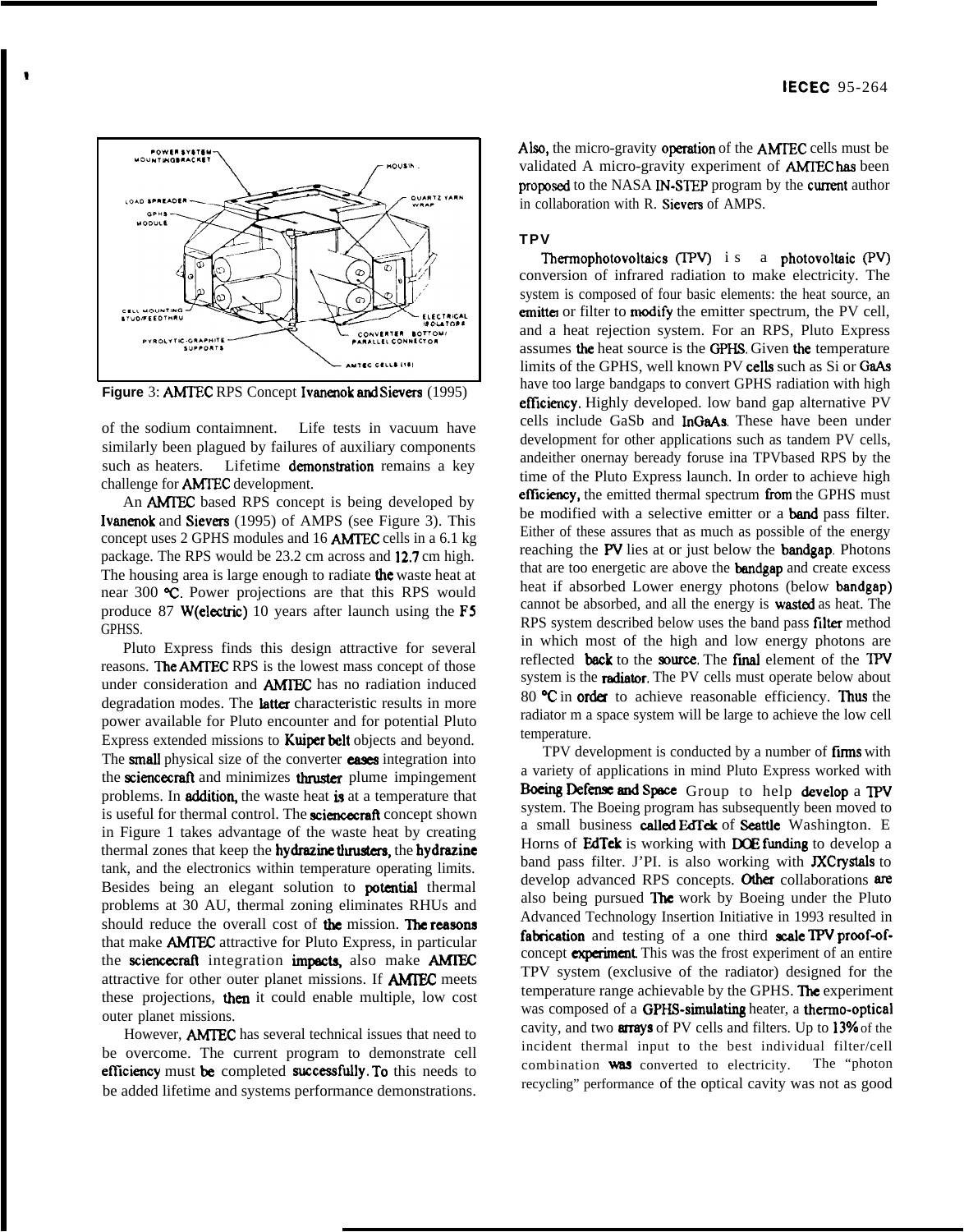Figure 3: AMTEC RPS Concept Ivanenok and Sievers (1995)

of the sodium contaimnent. Life tests in vacuum have similarly been plagued by failures of auxiliary components such as heaters. Lifetime demonstration remains a key challenge for AMTEC development.

An AMTEC based RPS concept is being developed by Ivanenok and Sievers (1995) of AMPS (see Figure 3). This concept uses 2 GPHS modules and 16 AMTEC cells in a 6.1 kg package. The RPS would be 23.2 cm across and 12.7 cm high. The housing area is large enough to radiate the waste heat at near 300 °C. Power projections are that this RPS would produce 87 W(electric) 10 years after launch using the F5 GPHSS.

Pluto Express finds this design attractive for several reasons. The AMTEC RPS is the lowest mass concept of those under consideration and AMTEC has no radiation induced degradation modes. The latter characteristic results in more power available for Pluto encounter and for potential Pluto Express extended missions to Kuiper belt objects and beyond. The small physical size of the converter eases integration into the sciencecraft and minimizes thruster plume impingement problems. In addition, the waste heat is at a temperature that is useful for thermal control. The sciencecraft concept shown in Figure 1 takes advantage of the waste heat by creating thermal zones that keep the hydrazine thrusters, the hydrazine tank, and the electronics within temperature operating limits. Besides being an elegant solution to potential thermal problems at 30 AU, thermal zoning eliminates RHUs and should reduce the overall cost of the mission. The reasons that make AMTEC attractive for Pluto Express, in particular the sciencecraft integration impacts, also make AMTEC attractive for other outer planet missions. If AMTEC meets these projections, then it could enable multiple, low cost outer planet missions.

However, AMTEC has several technical issues that need to be overcome. The current program to demonstrate cell efficiency must be completed successfully. To this needs to be added lifetime and systems performance demonstrations. Also, the micro-gravity operation of the AMTEC cells must be validated A micro-gravity experiment of AMTEC has been proposed to the NASA IN-STEP program by the current author in collaboration with R. Sievers of AMPS.

### TPV

Thermophotovoltaics (TPV) is a photovoltaic (PV) conversion of infrared radiation to make electricity. The system is composed of four basic elements: the heat source, an emitter or filter to modify the emitter spectrum, the PV cell, and a heat rejection system. For an RPS, Pluto Express assumes the heat source is the GPHS. Given the temperature limits of the GPHS, well known PV cells such as Si or GaAs have too large bandgaps to convert GPHS radiation with high efficiency. Highly developed. low band gap alternative PV cells include GaSb and InGaAs. These have been under development for other applications such as tandem PV cells, andeither onernay beready foruse ina TPVbased RPS by the time of the Pluto Express launch. In order to achieve high efficiency, the emitted thermal spectrum from the GPHS must be modified with a selective emitter or a band pass filter. Either of these assures that as much as possible of the energy reaching the PV lies at or just below the bandgap. Photons that are too energetic are above the bandgap and create excess heat if absorbed Lower energy photons (below bandgap) cannot be absorbed, and all the energy is wasted as heat. The RPS system described below uses the band pass filter method in which most of the high and low energy photons are reflected back to the source. The final element of the TPV system is the radiator. The PV cells must operate below about 80 °C in order to achieve reasonable efficiency. Thus the radiator m a space system will be large to achieve the low cell temperature.

TPV development is conducted by a number of firms with a variety of applications in mind Pluto Express worked with Boeing Defense and Space Group to help develop a TPV system. The Boeing program has subsequently been moved to a small business called EdTek of Seattle Washington. E Horns of EdTek is working with DOE funding to develop a band pass filter. J'PI. is also working with JXCrystals to develop advanced RPS concepts. Other collaborations are also being pursued The work by Boeing under the Pluto Advanced Technology Insertion Initiative in 1993 resulted in fabrication and testing of a one third scale TPV proof-of-concept experiment. This was the frost experiment of an entire TPV system (exclusive of the radiator) designed for the temperature range achievable by the GPHS. The experiment was composed of a GPHS-simulating heater, a thermo-optical cavity, and two arrays of PV cells and filters. Up to 13% of the incident thermal input to the best individual filter/cell combination was converted to electricity. The "photon recycling" performance of the optical cavity was not as good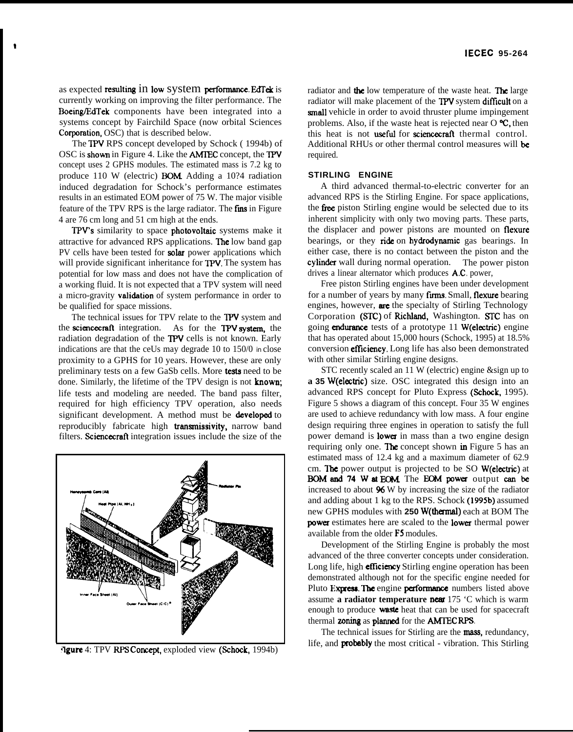as expected resulting in low system performance. EdTek is currently working on improving the filter performance. The Boeing/EdTek components have been integrated into a systems concept by Fairchild Space (now orbital Sciences Corporation, OSC) that is described below.

The TPV RPS concept developed by Schock ( 1994b) of OSC is shown in Figure 4. Like the AMTEC concept, the TPV concept uses 2 GPHS modules. The estimated mass is 7.2 kg to produce 110 W (electric) BOM. Adding a 10?4 radiation induced degradation for Schock's performance estimates results in an estimated EOM power of 75 W. The major visible feature of the TPV RPS is the large radiator. The fins in Figure 4 are 76 cm long and 51 cm high at the ends.

TPV's similarity to space photovoltaic systems make it attractive for advanced RPS applications. The low band gap PV cells have been tested for solar power applications which will provide significant inheritance for TPV. The system has potential for low mass and does not have the complication of a working fluid. It is not expected that a TPV system will need a micro-gravity validation of system performance in order to be qualified for space missions.

The technical issues for TPV relate to the TPV system and the sciencecraft integration. As for the TPV system, the radiation degradation of the TPV cells is not known. Early indications are that the ceUs may degrade 10 to 150/0 in close proximity to a GPHS for 10 years. However, these are only preliminary tests on a few GaSb cells. More tests need to be done. Similarly, the lifetime of the TPV design is not known; life tests and modeling are needed. The band pass filter, required for high efficiency TPV operation, also needs significant development. A method must be developed to reproducibly fabricate high transmissivity, narrow band filters. Sciencecraft integration issues include the size of the radiator and the low temperature of the waste heat. The large radiator will make placement of the TPV system difficult on a small vehicle in order to avoid thruster plume impingement problems. Also, if the waste heat is rejected near O °C, then this heat is not useful for sciencecraft thermal control. Additional RHUs or other thermal control measures will be required.

Figure 4: TPV RPS Concept, exploded view (Schock, 1994b)

## STIRLING ENGINE

A third advanced thermal-to-electric converter for an advanced RPS is the Stirling Engine. For space applications, the free piston Stirling engine would be selected due to its inherent simplicity with only two moving parts. These parts, the displacer and power pistons are mounted on flexure bearings, or they ride on hydrodynamic gas bearings. In either case, there is no contact between the piston and the cylinder wall during normal operation. The power piston drives a linear alternator which produces A.C. power,

Free piston Stirling engines have been under development for a number of years by many firms. Small, flexure bearing engines, however, are the specialty of Stirling Technology Corporation (STC) of Richland, Washington. STC has on going endurance tests of a prototype 11 W(electric) engine that has operated about 15,000 hours (Schock, 1995) at 18.5% conversion efficiency. Long life has also been demonstrated with other similar Stirling engine designs.

STC recently scaled an 11 W (electric) engine &sign up to **a 35 W(electric)** size. OSC integrated this design into an advanced RPS concept for Pluto Express (Schock, 1995). Figure 5 shows a diagram of this concept. Four 35 W engines are used to achieve redundancy with low mass. A four engine design requiring three engines in operation to satisfy the full power demand is lower in mass than a two engine design requiring only one. The concept shown in Figure 5 has an estimated mass of 12.4 kg and a maximum diameter of 62.9 cm. The power output is projected to be SO W(electric) at **BOM and 74 W at EOM**. The EOM power output can be increased to about 96 W by increasing the size of the radiator and adding about 1 kg to the RPS. Schock (1995b) assumed new GPHS modules with **250 W(thermal)** each at BOM The power estimates here are scaled to the lower thermal power available from the older F5 modules.

Development of the Stirling Engine is probably the most advanced of the three converter concepts under consideration. Long life, high efficiency Stirling engine operation has been demonstrated although not for the specific engine needed for Pluto Express. The engine performance numbers listed above assume **a radiator temperature near** 175 'C which is warm enough to produce waste heat that can be used for spacecraft thermal zoning as planned for the AMTEC RPS.

The technical issues for Stirling are the mass, redundancy, life, and probably the most critical - vibration. This Stirling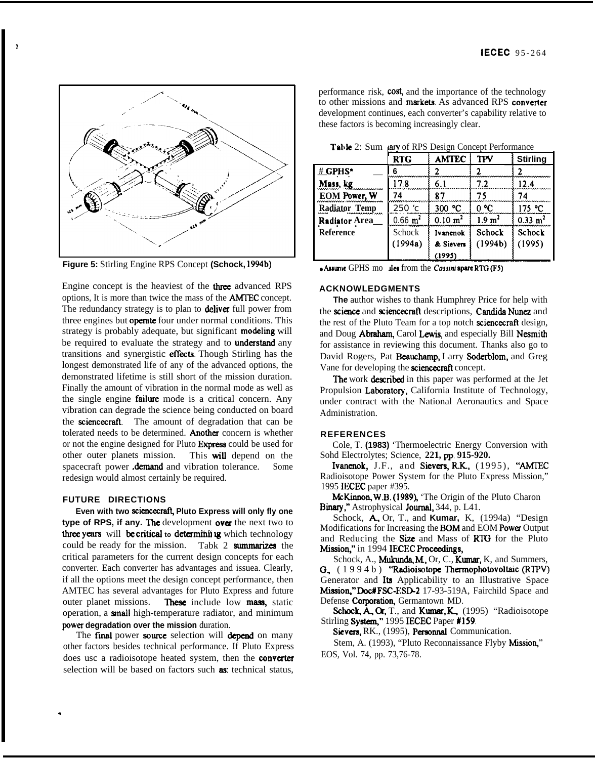Figure 5: Stirling Engine RPS Concept (Schock, 1994b)

Engine concept is the heaviest of the three advanced RPS options, It is more than twice the mass of the AMTEC concept. The redundancy strategy is to plan to deliver full power from three engines but operate four under normal conditions. This strategy is probably adequate, but significant modeling will be required to evaluate the strategy and to understand any transitions and synergistic effects. Though Stirling has the longest demonstrated life of any of the advanced options, the demonstrated lifetime is still short of the mission duration. Finally the amount of vibration in the normal mode as well as the single engine failure mode is a critical concern. Any vibration can degrade the science being conducted on board the sciencecraft. The amount of degradation that can be tolerated needs to be determined. Another concern is whether or not the engine designed for Pluto Express could be used for other outer planets mission. This will depend on the spacecraft power .demand and vibration tolerance. Some redesign would almost certainly be required.

## FUTURE DIRECTIONS

**Even with two sciencecraft, Pluto Express will only fly one type of RPS, if any.** The development over the next two to three years will be critical to determining which technology could be ready for the mission. Tabk 2 summarizes the critical parameters for the current design concepts for each converter. Each converter has advantages and issuea. Clearly, if all the options meet the design concept performance, then AMTEC has several advantages for Pluto Express and future outer planet missions. These include low mass, static operation, a small high-temperature radiator, and minimum **power degradation over the mission** duration.

The final power source selection will depend on many other factors besides technical performance. If Pluto Express does usc a radioisotope heated system, then the converter selection will be based on factors such as: technical status, performance risk, cost, and the importance of the technology to other missions and markets. As advanced RPS converter development continues, each converter's capability relative to these factors is becoming increasingly clear.

Table 2: Summary of RPS Design Concept Performance

| | RTG | AMTEC | TPV | Stirling |
|---|---|---|---|---|
| # GPHS* | 6 | 2 | 2 | 2 |
| Mass, kg | 17.8 | 6.1 | 7.2 | 12.4 |
| EOM Power, W | 74 | 87 | 75 | 74 |
| Radiator Temp | 250 °C | 300 °C | 0 °C | 175 °C |
| Radiator Area | 0.66 $m^2$ | 0.10 $m^2$ | 1.9 $m^2$ | 0.33 $m^2$ |
| Reference | Schock (1994a) | Ivanenok & Sievers (1995) | Schock (1994b) | Schock (1995) |

* Assume GPHS modules from the *Cassini* spare RTG (F5)

## ACKNOWLEDGMENTS

The author wishes to thank Humphrey Price for help with the science and sciencecraft descriptions, Candida Nunez and the rest of the Pluto Team for a top notch sciencecraft design, and Doug Abraham, Carol Lewis, and especially Bill Nesmith for assistance in reviewing this document. Thanks also go to David Rogers, Pat Beauchamp, Larry Soderblom, and Greg Vane for developing the sciencecraft concept.

The work described in this paper was performed at the Jet Propulsion Laboratory, California Institute of Technology, under contract with the National Aeronautics and Space Administration.

## REFERENCES

Cole, T. **(1983)** 'Thermoelectric Energy Conversion with Sohd Electrolytes; Science, **221, pp. 915-920.**

Ivanenok, J.F., and Sievers, R.K., (1995), "AMTEC Radioisotope Power System for the Pluto Express Mission," 1995 IECEC paper #395.

McKinnon, W.B. (1989), 'The Origin of the Pluto Charon Binary," Astrophysical Journal, 344, p. L41.

Schock, A., Or, T., and **Kumar,** K, (1994a) "Design Modifications for Increasing the BOM and EOM Power Output and Reducing the Size and Mass of RTG for the Pluto Mission," in 1994 IECEC Proceedings,

Schock, A., Mukunda, M., Or, C., Kumar, K, and Summers, G., (1994b) "Radioisotope Thermophotovoltaic (RTPV) Generator and Its Applicability to an Illustrative Space Mission," Doc# FSC-ESD-2 17-93-519A, Fairchild Space and Defense Corporation, Germantown MD.

Schock, A., Or, T., and Kumar, K., (1995) "Radioisotope Stirling System," 1995 IECEC Paper #159.

Sievers, RK., (1995), Personnal Communication.

Stem, A. (1993), "Pluto Reconnaissance Flyby Mission," EOS, Vol. 74, pp. 73,76-78.